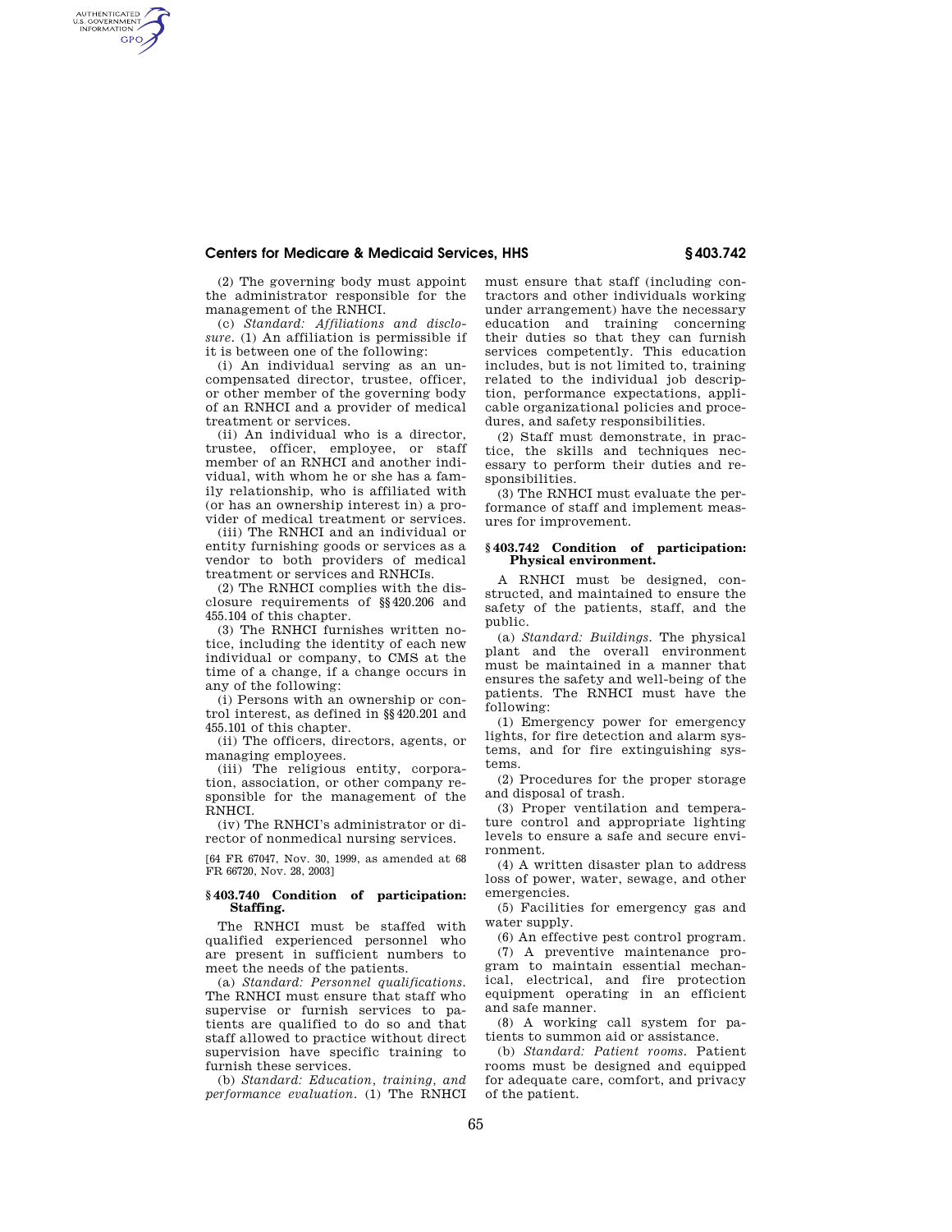(2) The governing body must appoint the administrator responsible for the management of the RNHCI.

(c) *Standard: Affiliations and disclosure.* (1) An affiliation is permissible if it is between one of the following:

(i) An individual serving as an uncompensated director, trustee, officer, or other member of the governing body of an RNHCI and a provider of medical treatment or services.

(ii) An individual who is a director, trustee, officer, employee, or staff member of an RNHCI and another individual, with whom he or she has a family relationship, who is affiliated with (or has an ownership interest in) a provider of medical treatment or services.

(iii) The RNHCI and an individual or entity furnishing goods or services as a vendor to both providers of medical treatment or services and RNHCIs.

(2) The RNHCI complies with the disclosure requirements of §§420.206 and 455.104 of this chapter.

(3) The RNHCI furnishes written notice, including the identity of each new individual or company, to CMS at the time of a change, if a change occurs in any of the following:

(i) Persons with an ownership or control interest, as defined in §§420.201 and 455.101 of this chapter.

(ii) The officers, directors, agents, or managing employees.

(iii) The religious entity, corporation, association, or other company responsible for the management of the RNHCI.

(iv) The RNHCI's administrator or director of nonmedical nursing services.

[64 FR 67047, Nov. 30, 1999, as amended at 68 FR 66720, Nov. 28, 2003]

## §403.740 Condition of participation: Staffing.

The RNHCI must be staffed with qualified experienced personnel who are present in sufficient numbers to meet the needs of the patients.

(a) *Standard: Personnel qualifications.* The RNHCI must ensure that staff who supervise or furnish services to patients are qualified to do so and that staff allowed to practice without direct supervision have specific training to furnish these services.

(b) *Standard: Education, training, and performance evaluation.* (1) The RNHCI must ensure that staff (including contractors and other individuals working under arrangement) have the necessary education and training concerning their duties so that they can furnish services competently. This education includes, but is not limited to, training related to the individual job description, performance expectations, applicable organizational policies and procedures, and safety responsibilities.

(2) Staff must demonstrate, in practice, the skills and techniques necessary to perform their duties and responsibilities.

(3) The RNHCI must evaluate the performance of staff and implement measures for improvement.

## §403.742 Condition of participation: Physical environment.

A RNHCI must be designed, constructed, and maintained to ensure the safety of the patients, staff, and the public.

(a) *Standard: Buildings.* The physical plant and the overall environment must be maintained in a manner that ensures the safety and well-being of the patients. The RNHCI must have the following:

(1) Emergency power for emergency lights, for fire detection and alarm systems, and for fire extinguishing systems.

(2) Procedures for the proper storage and disposal of trash.

(3) Proper ventilation and temperature control and appropriate lighting levels to ensure a safe and secure environment.

(4) A written disaster plan to address loss of power, water, sewage, and other emergencies.

(5) Facilities for emergency gas and water supply.

(6) An effective pest control program.

(7) A preventive maintenance program to maintain essential mechanical, electrical, and fire protection equipment operating in an efficient and safe manner.

(8) A working call system for patients to summon aid or assistance.

(b) *Standard: Patient rooms.* Patient rooms must be designed and equipped for adequate care, comfort, and privacy of the patient.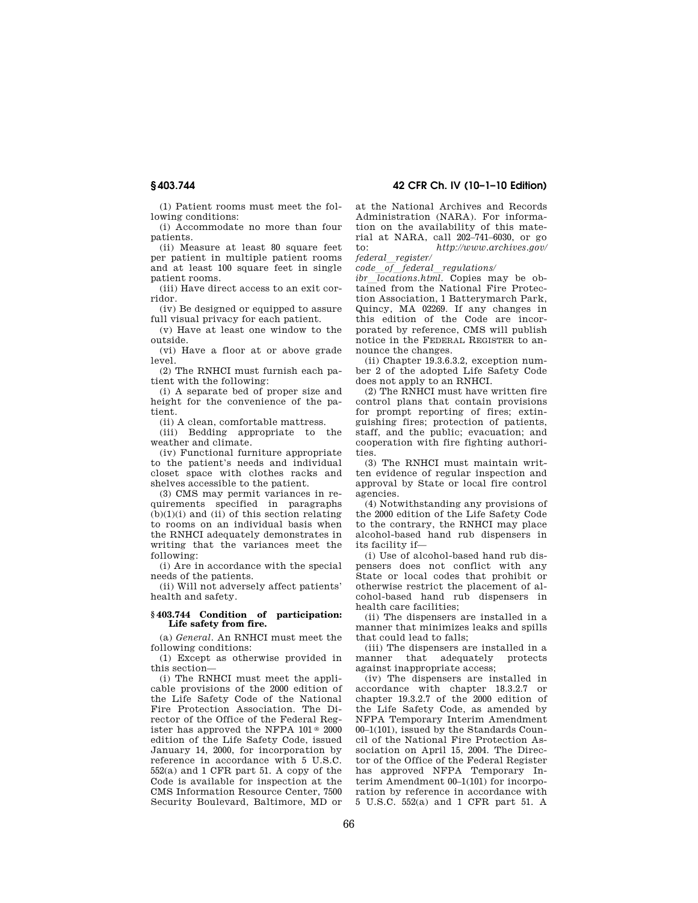(1) Patient rooms must meet the following conditions:

(i) Accommodate no more than four patients.

(ii) Measure at least 80 square feet per patient in multiple patient rooms and at least 100 square feet in single patient rooms.

(iii) Have direct access to an exit corridor.

(iv) Be designed or equipped to assure full visual privacy for each patient.

(v) Have at least one window to the outside.

(vi) Have a floor at or above grade level.

(2) The RNHCI must furnish each patient with the following:

(i) A separate bed of proper size and height for the convenience of the patient.

(ii) A clean, comfortable mattress.

(iii) Bedding appropriate to the weather and climate.

(iv) Functional furniture appropriate to the patient's needs and individual closet space with clothes racks and shelves accessible to the patient.

(3) CMS may permit variances in requirements specified in paragraphs (b)(1)(i) and (ii) of this section relating to rooms on an individual basis when the RNHCI adequately demonstrates in writing that the variances meet the following:

(i) Are in accordance with the special needs of the patients.

(ii) Will not adversely affect patients' health and safety.

### § 403.744 Condition of participation: Life safety from fire.

(a) *General.* An RNHCI must meet the following conditions:

(1) Except as otherwise provided in this section—

(i) The RNHCI must meet the applicable provisions of the 2000 edition of the Life Safety Code of the National Fire Protection Association. The Director of the Office of the Federal Register has approved the NFPA 101® 2000 edition of the Life Safety Code, issued January 14, 2000, for incorporation by reference in accordance with 5 U.S.C. 552(a) and 1 CFR part 51. A copy of the Code is available for inspection at the CMS Information Resource Center, 7500 Security Boulevard, Baltimore, MD or at the National Archives and Records Administration (NARA). For information on the availability of this material at NARA, call 202–741–6030, or go to: *http://www.archives.gov/federal_register/code_of_federal_regulations/ibr_locations.html.* Copies may be obtained from the National Fire Protection Association, 1 Batterymarch Park, Quincy, MA 02269. If any changes in this edition of the Code are incorporated by reference, CMS will publish notice in the FEDERAL REGISTER to announce the changes.

(ii) Chapter 19.3.6.3.2, exception number 2 of the adopted Life Safety Code does not apply to an RNHCI.

(2) The RNHCI must have written fire control plans that contain provisions for prompt reporting of fires; extinguishing fires; protection of patients, staff, and the public; evacuation; and cooperation with fire fighting authorities.

(3) The RNHCI must maintain written evidence of regular inspection and approval by State or local fire control agencies.

(4) Notwithstanding any provisions of the 2000 edition of the Life Safety Code to the contrary, the RNHCI may place alcohol-based hand rub dispensers in its facility if—

(i) Use of alcohol-based hand rub dispensers does not conflict with any State or local codes that prohibit or otherwise restrict the placement of alcohol-based hand rub dispensers in health care facilities;

(ii) The dispensers are installed in a manner that minimizes leaks and spills that could lead to falls;

(iii) The dispensers are installed in a manner that adequately protects against inappropriate access;

(iv) The dispensers are installed in accordance with chapter 18.3.2.7 or chapter 19.3.2.7 of the 2000 edition of the Life Safety Code, as amended by NFPA Temporary Interim Amendment 00–1(101), issued by the Standards Council of the National Fire Protection Association on April 15, 2004. The Director of the Office of the Federal Register has approved NFPA Temporary Interim Amendment 00–1(101) for incorporation by reference in accordance with 5 U.S.C. 552(a) and 1 CFR part 51. A